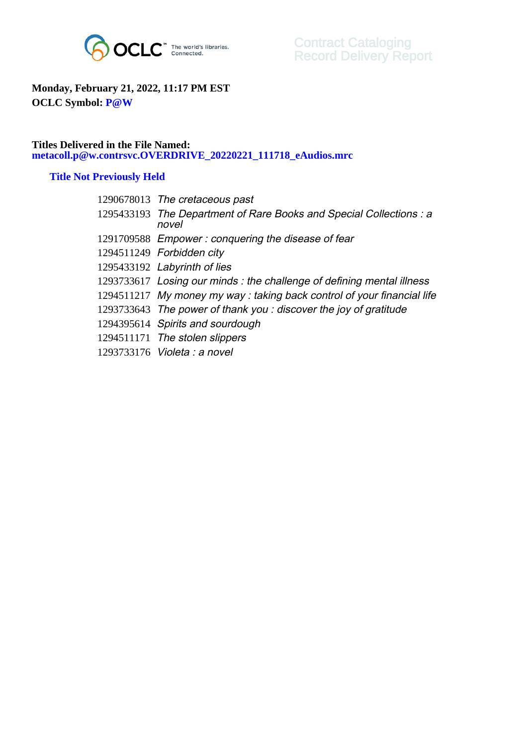OCLC The world's libraries. Connected.

# Contract Cataloging Record Delivery Report

**Monday, February 21, 2022, 11:17 PM EST**
**OCLC Symbol: P@W**

**Titles Delivered in the File Named:**
**metacoll.p@w.contrsvc.OVERDRIVE_20220221_111718_eAudios.mrc**

## Title Not Previously Held

| | |
|---|---|
| 1290678013 | *The cretaceous past* |
| 1295433193 | *The Department of Rare Books and Special Collections : a novel* |
| 1291709588 | *Empower : conquering the disease of fear* |
| 1294511249 | *Forbidden city* |
| 1295433192 | *Labyrinth of lies* |
| 1293733617 | *Losing our minds : the challenge of defining mental illness* |
| 1294511217 | *My money my way : taking back control of your financial life* |
| 1293733643 | *The power of thank you : discover the joy of gratitude* |
| 1294395614 | *Spirits and sourdough* |
| 1294511171 | *The stolen slippers* |
| 1293733176 | *Violeta : a novel* |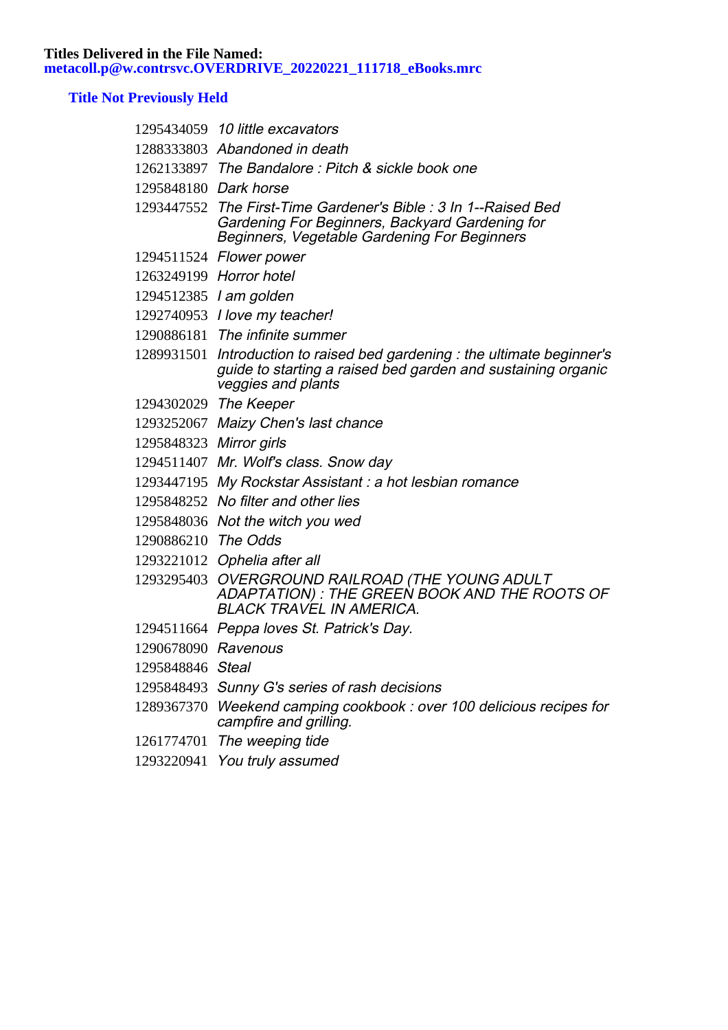**Titles Delivered in the File Named:**
**metacoll.p@w.contrsvc.OVERDRIVE_20220221_111718_eBooks.mrc**

## Title Not Previously Held

| | |
|---|---|
| 1295434059 | *10 little excavators* |
| 1288333803 | *Abandoned in death* |
| 1262133897 | *The Bandalore : Pitch & sickle book one* |
| 1295848180 | *Dark horse* |
| 1293447552 | *The First-Time Gardener's Bible : 3 In 1--Raised Bed Gardening For Beginners, Backyard Gardening for Beginners, Vegetable Gardening For Beginners* |
| 1294511524 | *Flower power* |
| 1263249199 | *Horror hotel* |
| 1294512385 | *I am golden* |
| 1292740953 | *I love my teacher!* |
| 1290886181 | *The infinite summer* |
| 1289931501 | *Introduction to raised bed gardening : the ultimate beginner's guide to starting a raised bed garden and sustaining organic veggies and plants* |
| 1294302029 | *The Keeper* |
| 1293252067 | *Maizy Chen's last chance* |
| 1295848323 | *Mirror girls* |
| 1294511407 | *Mr. Wolf's class. Snow day* |
| 1293447195 | *My Rockstar Assistant : a hot lesbian romance* |
| 1295848252 | *No filter and other lies* |
| 1295848036 | *Not the witch you wed* |
| 1290886210 | *The Odds* |
| 1293221012 | *Ophelia after all* |
| 1293295403 | *OVERGROUND RAILROAD (THE YOUNG ADULT ADAPTATION) : THE GREEN BOOK AND THE ROOTS OF BLACK TRAVEL IN AMERICA.* |
| 1294511664 | *Peppa loves St. Patrick's Day.* |
| 1290678090 | *Ravenous* |
| 1295848846 | *Steal* |
| 1295848493 | *Sunny G's series of rash decisions* |
| 1289367370 | *Weekend camping cookbook : over 100 delicious recipes for campfire and grilling.* |
| 1261774701 | *The weeping tide* |
| 1293220941 | *You truly assumed* |